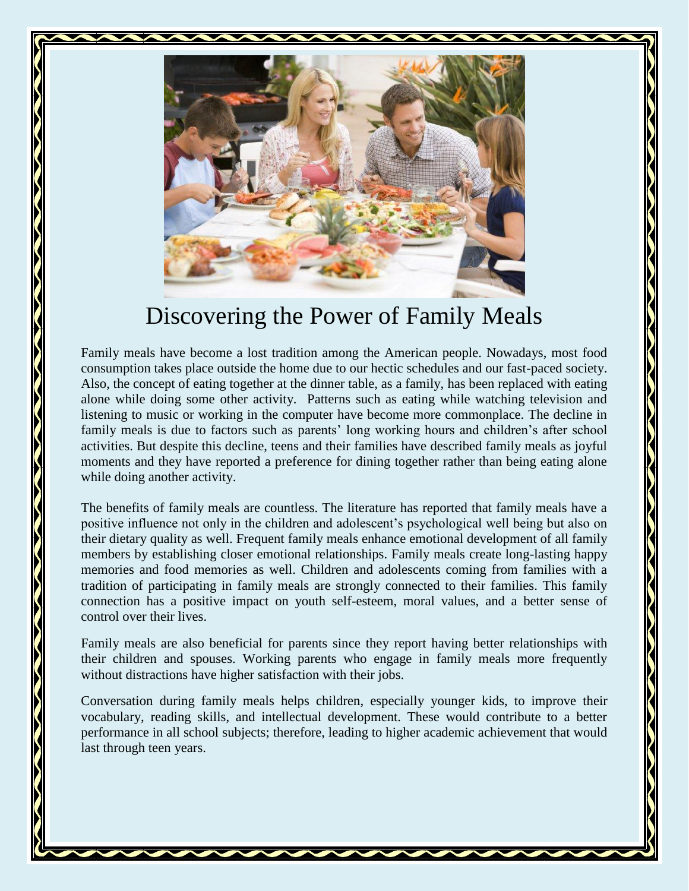# Discovering the Power of Family Meals

Family meals have become a lost tradition among the American people. Nowadays, most food consumption takes place outside the home due to our hectic schedules and our fast-paced society. Also, the concept of eating together at the dinner table, as a family, has been replaced with eating alone while doing some other activity. Patterns such as eating while watching television and listening to music or working in the computer have become more commonplace. The decline in family meals is due to factors such as parents' long working hours and children's after school activities. But despite this decline, teens and their families have described family meals as joyful moments and they have reported a preference for dining together rather than being eating alone while doing another activity.

The benefits of family meals are countless. The literature has reported that family meals have a positive influence not only in the children and adolescent's psychological well being but also on their dietary quality as well. Frequent family meals enhance emotional development of all family members by establishing closer emotional relationships. Family meals create long-lasting happy memories and food memories as well. Children and adolescents coming from families with a tradition of participating in family meals are strongly connected to their families. This family connection has a positive impact on youth self-esteem, moral values, and a better sense of control over their lives.

Family meals are also beneficial for parents since they report having better relationships with their children and spouses. Working parents who engage in family meals more frequently without distractions have higher satisfaction with their jobs.

Conversation during family meals helps children, especially younger kids, to improve their vocabulary, reading skills, and intellectual development. These would contribute to a better performance in all school subjects; therefore, leading to higher academic achievement that would last through teen years.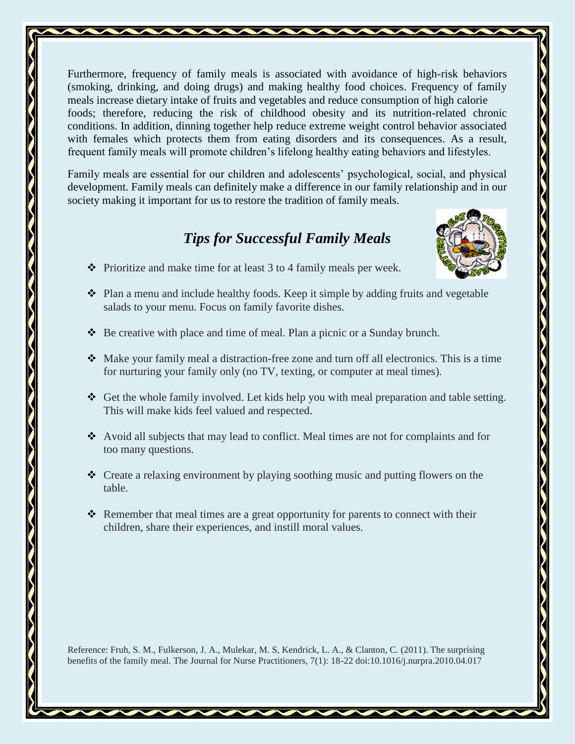Furthermore, frequency of family meals is associated with avoidance of high-risk behaviors (smoking, drinking, and doing drugs) and making healthy food choices. Frequency of family meals increase dietary intake of fruits and vegetables and reduce consumption of high calorie foods; therefore, reducing the risk of childhood obesity and its nutrition-related chronic conditions. In addition, dinning together help reduce extreme weight control behavior associated with females which protects them from eating disorders and its consequences. As a result, frequent family meals will promote children's lifelong healthy eating behaviors and lifestyles.

Family meals are essential for our children and adolescents' psychological, social, and physical development. Family meals can definitely make a difference in our family relationship and in our society making it important for us to restore the tradition of family meals.

## *Tips for Successful Family Meals*

- Prioritize and make time for at least 3 to 4 family meals per week.
- Plan a menu and include healthy foods. Keep it simple by adding fruits and vegetable salads to your menu. Focus on family favorite dishes.
- Be creative with place and time of meal. Plan a picnic or a Sunday brunch.
- Make your family meal a distraction-free zone and turn off all electronics. This is a time for nurturing your family only (no TV, texting, or computer at meal times).
- Get the whole family involved. Let kids help you with meal preparation and table setting. This will make kids feel valued and respected.
- Avoid all subjects that may lead to conflict. Meal times are not for complaints and for too many questions.
- Create a relaxing environment by playing soothing music and putting flowers on the table.
- Remember that meal times are a great opportunity for parents to connect with their children, share their experiences, and instill moral values.

Reference: Fruh, S. M., Fulkerson, J. A., Mulekar, M. S, Kendrick, L. A., & Clanton, C. (2011). The surprising benefits of the family meal. The Journal for Nurse Practitioners, 7(1): 18-22 doi:10.1016/j.nurpra.2010.04.017